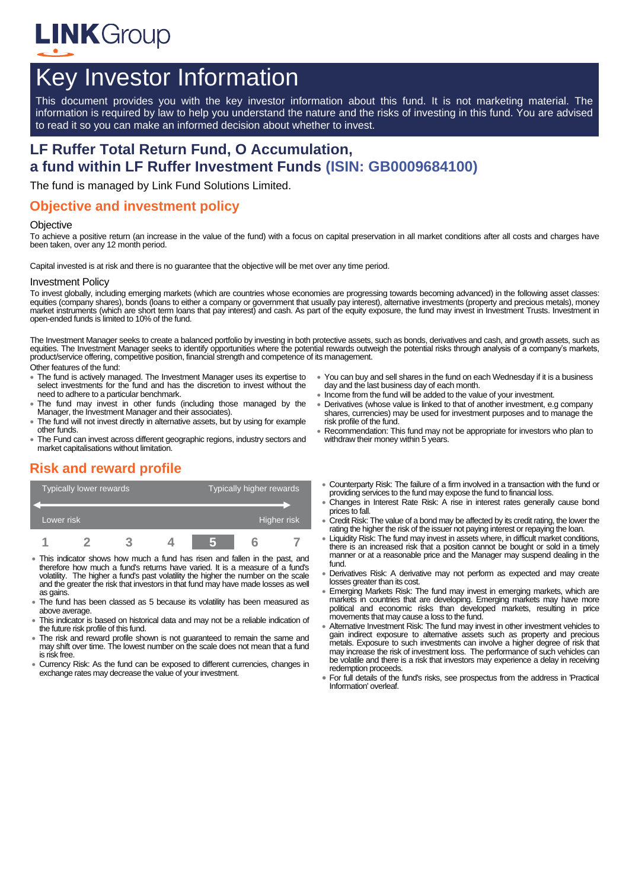LINKGroup

# Key Investor Information

This document provides you with the key investor information about this fund. It is not marketing material. The information is required by law to help you understand the nature and the risks of investing in this fund. You are advised to read it so you can make an informed decision about whether to invest.

## LF Ruffer Total Return Fund, O Accumulation, a fund within LF Ruffer Investment Funds (ISIN: GB0009684100)

The fund is managed by Link Fund Solutions Limited.

## Objective and investment policy

### Objective

To achieve a positive return (an increase in the value of the fund) with a focus on capital preservation in all market conditions after all costs and charges have been taken, over any 12 month period.

Capital invested is at risk and there is no guarantee that the objective will be met over any time period.

### Investment Policy

To invest globally, including emerging markets (which are countries whose economies are progressing towards becoming advanced) in the following asset classes: equities (company shares), bonds (loans to either a company or government that usually pay interest), alternative investments (property and precious metals), money market instruments (which are short term loans that pay interest) and cash. As part of the equity exposure, the fund may invest in Investment Trusts. Investment in open-ended funds is limited to 10% of the fund.

The Investment Manager seeks to create a balanced portfolio by investing in both protective assets, such as bonds, derivatives and cash, and growth assets, such as equities. The Investment Manager seeks to identify opportunities where the potential rewards outweigh the potential risks through analysis of a company's markets, product/service offering, competitive position, financial strength and competence of its management.

Other features of the fund:

- The fund is actively managed. The Investment Manager uses its expertise to select investments for the fund and has the discretion to invest without the need to adhere to a particular benchmark.
- The fund may invest in other funds (including those managed by the Manager, the Investment Manager and their associates).
- The fund will not invest directly in alternative assets, but by using for example other funds.
- The Fund can invest across different geographic regions, industry sectors and market capitalisations without limitation.
- You can buy and sell shares in the fund on each Wednesday if it is a business day and the last business day of each month.
- Income from the fund will be added to the value of your investment.
- Derivatives (whose value is linked to that of another investment, e.g company shares, currencies) may be used for investment purposes and to manage the risk profile of the fund.
- Recommendation: This fund may not be appropriate for investors who plan to withdraw their money within 5 years.

## Risk and reward profile

| Typically lower rewards | | | | | | Typically higher rewards |
|---|---|---|---|---|---|---|
| Lower risk | | | | | | Higher risk |
| 1 | 2 | 3 | 4 | **5** | 6 | 7 |

- This indicator shows how much a fund has risen and fallen in the past, and therefore how much a fund's returns have varied. It is a measure of a fund's volatility. The higher a fund's past volatility the higher the number on the scale and the greater the risk that investors in that fund may have made losses as well as gains.
- The fund has been classed as 5 because its volatility has been measured as above average.
- This indicator is based on historical data and may not be a reliable indication of the future risk profile of this fund.
- The risk and reward profile shown is not guaranteed to remain the same and may shift over time. The lowest number on the scale does not mean that a fund is risk free.
- Currency Risk: As the fund can be exposed to different currencies, changes in exchange rates may decrease the value of your investment.
- Counterparty Risk: The failure of a firm involved in a transaction with the fund or providing services to the fund may expose the fund to financial loss.
- Changes in Interest Rate Risk: A rise in interest rates generally cause bond prices to fall.
- Credit Risk: The value of a bond may be affected by its credit rating, the lower the rating the higher the risk of the issuer not paying interest or repaying the loan.
- Liquidity Risk: The fund may invest in assets where, in difficult market conditions, there is an increased risk that a position cannot be bought or sold in a timely manner or at a reasonable price and the Manager may suspend dealing in the fund.
- Derivatives Risk: A derivative may not perform as expected and may create losses greater than its cost.
- Emerging Markets Risk: The fund may invest in emerging markets, which are markets in countries that are developing. Emerging markets may have more political and economic risks than developed markets, resulting in price movements that may cause a loss to the fund.
- Alternative Investment Risk: The fund may invest in other investment vehicles to gain indirect exposure to alternative assets such as property and precious metals. Exposure to such investments can involve a higher degree of risk that may increase the risk of investment loss. The performance of such vehicles can be volatile and there is a risk that investors may experience a delay in receiving redemption proceeds.
- For full details of the fund's risks, see prospectus from the address in 'Practical Information' overleaf.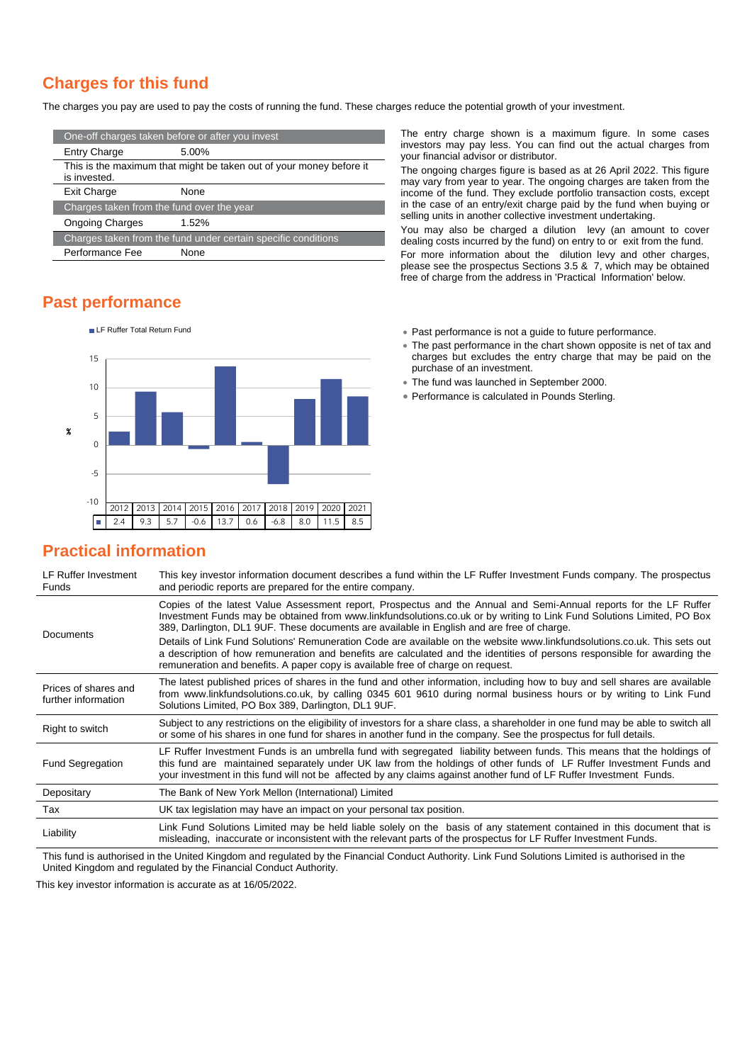## Charges for this fund

The charges you pay are used to pay the costs of running the fund. These charges reduce the potential growth of your investment.

| | |
|---|---|
| **One-off charges taken before or after you invest** | |
| Entry Charge | 5.00% |
| This is the maximum that might be taken out of your money before it is invested. | |
| Exit Charge | None |
| **Charges taken from the fund over the year** | |
| Ongoing Charges | 1.52% |
| **Charges taken from the fund under certain specific conditions** | |
| Performance Fee | None |

The entry charge shown is a maximum figure. In some cases investors may pay less. You can find out the actual charges from your financial advisor or distributor.

The ongoing charges figure is based as at 26 April 2022. This figure may vary from year to year. The ongoing charges are taken from the income of the fund. They exclude portfolio transaction costs, except in the case of an entry/exit charge paid by the fund when buying or selling units in another collective investment undertaking.

You may also be charged a dilution levy (an amount to cover dealing costs incurred by the fund) on entry to or exit from the fund.

For more information about the dilution levy and other charges, please see the prospectus Sections 3.5 & 7, which may be obtained free of charge from the address in 'Practical Information' below.

## Past performance

LF Ruffer Total Return Fund

%

15
10
5
0
-5
-10

2012 2013 2014 2015 2016 2017 2018 2019 2020 2021

2.4 9.3 5.7 -0.6 13.7 0.6 -6.8 8.0 11.5 8.5

- Past performance is not a guide to future performance.
- The past performance in the chart shown opposite is net of tax and charges but excludes the entry charge that may be paid on the purchase of an investment.
- The fund was launched in September 2000.
- Performance is calculated in Pounds Sterling.

## Practical information

| | |
|---|---|
| LF Ruffer Investment Funds | This key investor information document describes a fund within the LF Ruffer Investment Funds company. The prospectus and periodic reports are prepared for the entire company. |
| Documents | Copies of the latest Value Assessment report, Prospectus and the Annual and Semi-Annual reports for the LF Ruffer Investment Funds may be obtained from www.linkfundsolutions.co.uk or by writing to Link Fund Solutions Limited, PO Box 389, Darlington, DL1 9UF. These documents are available in English and are free of charge.<br>Details of Link Fund Solutions' Remuneration Code are available on the website www.linkfundsolutions.co.uk. This sets out a description of how remuneration and benefits are calculated and the identities of persons responsible for awarding the remuneration and benefits. A paper copy is available free of charge on request. |
| Prices of shares and further information | The latest published prices of shares in the fund and other information, including how to buy and sell shares are available from www.linkfundsolutions.co.uk, by calling 0345 601 9610 during normal business hours or by writing to Link Fund Solutions Limited, PO Box 389, Darlington, DL1 9UF. |
| Right to switch | Subject to any restrictions on the eligibility of investors for a share class, a shareholder in one fund may be able to switch all or some of his shares in one fund for shares in another fund in the company. See the prospectus for full details. |
| Fund Segregation | LF Ruffer Investment Funds is an umbrella fund with segregated liability between funds. This means that the holdings of this fund are maintained separately under UK law from the holdings of other funds of LF Ruffer Investment Funds and your investment in this fund will not be affected by any claims against another fund of LF Ruffer Investment Funds. |
| Depositary | The Bank of New York Mellon (International) Limited |
| Tax | UK tax legislation may have an impact on your personal tax position. |
| Liability | Link Fund Solutions Limited may be held liable solely on the basis of any statement contained in this document that is misleading, inaccurate or inconsistent with the relevant parts of the prospectus for LF Ruffer Investment Funds. |

This fund is authorised in the United Kingdom and regulated by the Financial Conduct Authority. Link Fund Solutions Limited is authorised in the United Kingdom and regulated by the Financial Conduct Authority.

This key investor information is accurate as at 16/05/2022.